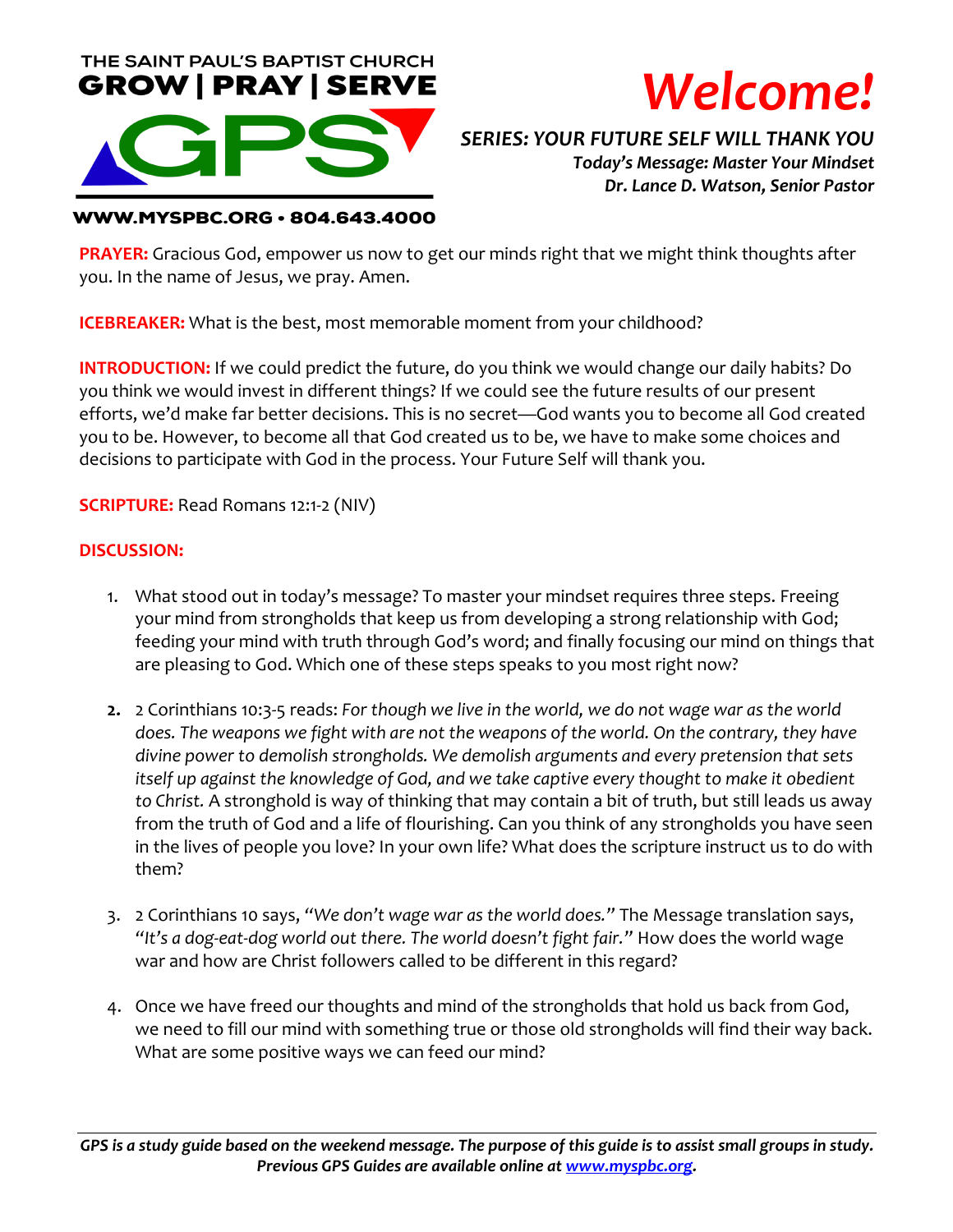THE SAINT PAUL'S BAPTIST CHURCH
**GROW | PRAY | SERVE**

# GPS

**WWW.MYSPBC.ORG • 804.643.4000**

# *Welcome!*

***SERIES: YOUR FUTURE SELF WILL THANK YOU***
***Today's Message: Master Your Mindset***
***Dr. Lance D. Watson, Senior Pastor***

**PRAYER:** Gracious God, empower us now to get our minds right that we might think thoughts after you. In the name of Jesus, we pray. Amen.

**ICEBREAKER:** What is the best, most memorable moment from your childhood?

**INTRODUCTION:** If we could predict the future, do you think we would change our daily habits? Do you think we would invest in different things? If we could see the future results of our present efforts, we'd make far better decisions. This is no secret—God wants you to become all God created you to be. However, to become all that God created us to be, we have to make some choices and decisions to participate with God in the process. Your Future Self will thank you.

**SCRIPTURE:** Read Romans 12:1-2 (NIV)

**DISCUSSION:**

1. What stood out in today's message? To master your mindset requires three steps. Freeing your mind from strongholds that keep us from developing a strong relationship with God; feeding your mind with truth through God's word; and finally focusing our mind on things that are pleasing to God. Which one of these steps speaks to you most right now?

2. 2 Corinthians 10:3-5 reads: *For though we live in the world, we do not wage war as the world does. The weapons we fight with are not the weapons of the world. On the contrary, they have divine power to demolish strongholds. We demolish arguments and every pretension that sets itself up against the knowledge of God, and we take captive every thought to make it obedient to Christ.* A stronghold is way of thinking that may contain a bit of truth, but still leads us away from the truth of God and a life of flourishing. Can you think of any strongholds you have seen in the lives of people you love? In your own life? What does the scripture instruct us to do with them?

3. 2 Corinthians 10 says, *"We don't wage war as the world does."* The Message translation says, *"It's a dog-eat-dog world out there. The world doesn't fight fair."* How does the world wage war and how are Christ followers called to be different in this regard?

4. Once we have freed our thoughts and mind of the strongholds that hold us back from God, we need to fill our mind with something true or those old strongholds will find their way back. What are some positive ways we can feed our mind?

***GPS is a study guide based on the weekend message. The purpose of this guide is to assist small groups in study. Previous GPS Guides are available online at [www.myspbc.org](www.myspbc.org).***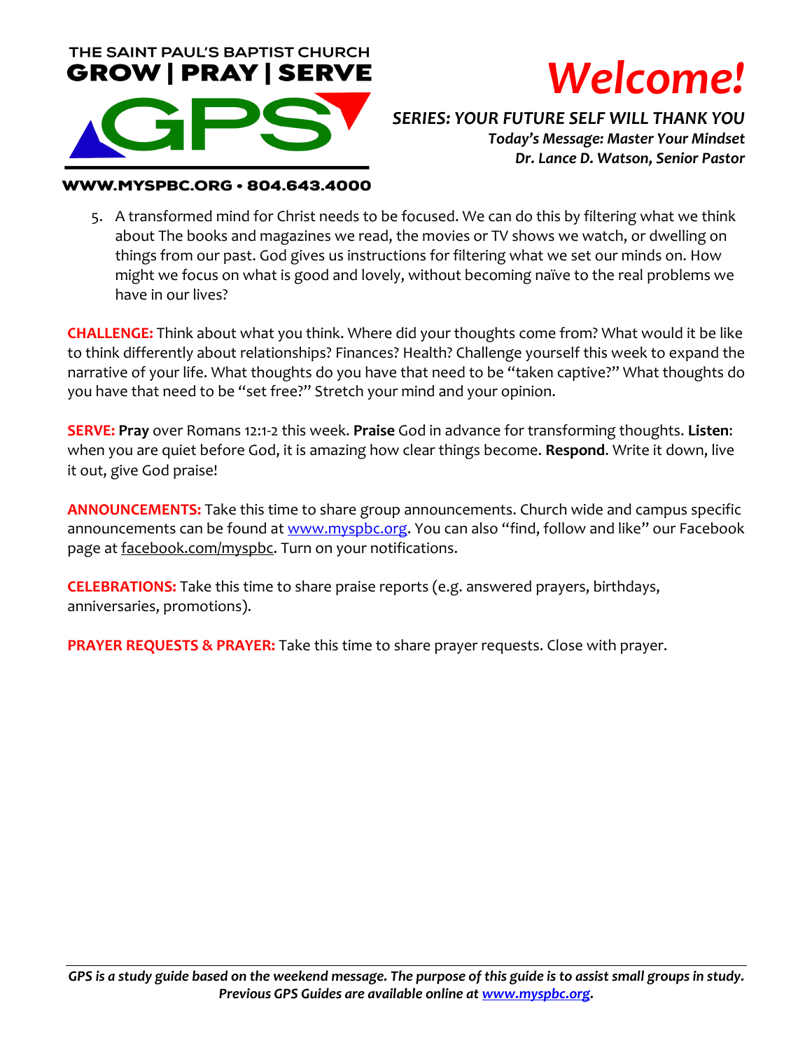THE SAINT PAUL'S BAPTIST CHURCH
**GROW | PRAY | SERVE**

**GPS**

**WWW.MYSPBC.ORG • 804.643.4000**

# *Welcome!*

***SERIES: YOUR FUTURE SELF WILL THANK YOU***
***Today's Message: Master Your Mindset***
***Dr. Lance D. Watson, Senior Pastor***

5. A transformed mind for Christ needs to be focused. We can do this by filtering what we think about The books and magazines we read, the movies or TV shows we watch, or dwelling on things from our past. God gives us instructions for filtering what we set our minds on. How might we focus on what is good and lovely, without becoming naïve to the real problems we have in our lives?

**CHALLENGE:** Think about what you think. Where did your thoughts come from? What would it be like to think differently about relationships? Finances? Health? Challenge yourself this week to expand the narrative of your life. What thoughts do you have that need to be "taken captive?" What thoughts do you have that need to be "set free?" Stretch your mind and your opinion.

**SERVE:** **Pray** over Romans 12:1-2 this week. **Praise** God in advance for transforming thoughts. **Listen**: when you are quiet before God, it is amazing how clear things become. **Respond**. Write it down, live it out, give God praise!

**ANNOUNCEMENTS:** Take this time to share group announcements. Church wide and campus specific announcements can be found at www.myspbc.org. You can also "find, follow and like" our Facebook page at facebook.com/myspbc. Turn on your notifications.

**CELEBRATIONS:** Take this time to share praise reports (e.g. answered prayers, birthdays, anniversaries, promotions).

**PRAYER REQUESTS & PRAYER:** Take this time to share prayer requests. Close with prayer.

***GPS is a study guide based on the weekend message. The purpose of this guide is to assist small groups in study. Previous GPS Guides are available online at www.myspbc.org.***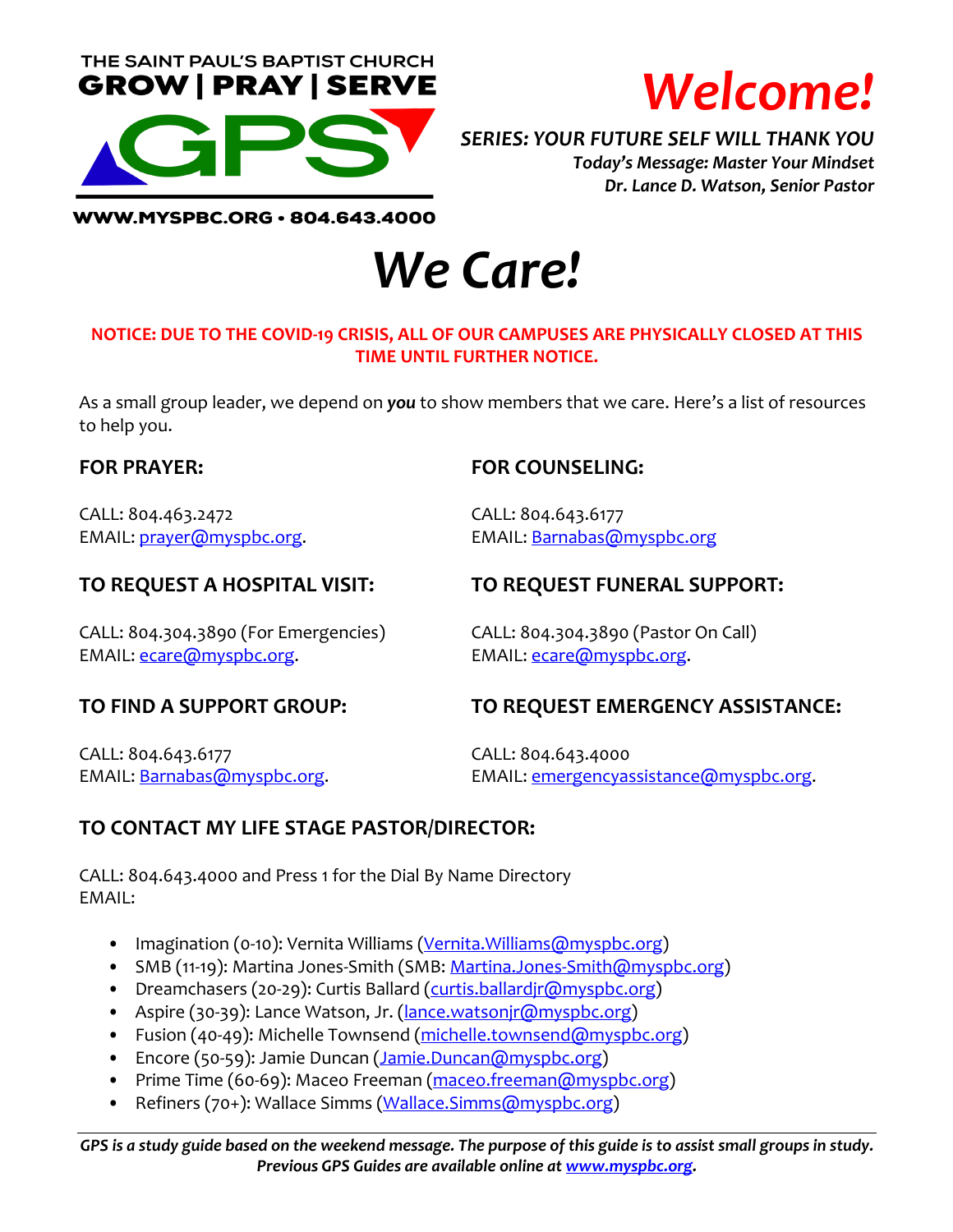THE SAINT PAUL'S BAPTIST CHURCH

GROW | PRAY | SERVE

GPS

WWW.MYSPBC.ORG • 804.643.4000

# *Welcome!*

***SERIES: YOUR FUTURE SELF WILL THANK YOU***

***Today's Message: Master Your Mindset***

***Dr. Lance D. Watson, Senior Pastor***

# *We Care!*

**NOTICE: DUE TO THE COVID-19 CRISIS, ALL OF OUR CAMPUSES ARE PHYSICALLY CLOSED AT THIS TIME UNTIL FURTHER NOTICE.**

As a small group leader, we depend on ***you*** to show members that we care. Here's a list of resources to help you.

### FOR PRAYER:

CALL: 804.463.2472
EMAIL: prayer@myspbc.org.

### FOR COUNSELING:

CALL: 804.643.6177
EMAIL: Barnabas@myspbc.org

### TO REQUEST A HOSPITAL VISIT:

CALL: 804.304.3890 (For Emergencies)
EMAIL: ecare@myspbc.org.

### TO REQUEST FUNERAL SUPPORT:

CALL: 804.304.3890 (Pastor On Call)
EMAIL: ecare@myspbc.org.

### TO FIND A SUPPORT GROUP:

CALL: 804.643.6177
EMAIL: Barnabas@myspbc.org.

### TO REQUEST EMERGENCY ASSISTANCE:

CALL: 804.643.4000
EMAIL: emergencyassistance@myspbc.org.

### TO CONTACT MY LIFE STAGE PASTOR/DIRECTOR:

CALL: 804.643.4000 and Press 1 for the Dial By Name Directory
EMAIL:

- Imagination (0-10): Vernita Williams (Vernita.Williams@myspbc.org)
- SMB (11-19): Martina Jones-Smith (SMB: Martina.Jones-Smith@myspbc.org)
- Dreamchasers (20-29): Curtis Ballard (curtis.ballardjr@myspbc.org)
- Aspire (30-39): Lance Watson, Jr. (lance.watsonjr@myspbc.org)
- Fusion (40-49): Michelle Townsend (michelle.townsend@myspbc.org)
- Encore (50-59): Jamie Duncan (Jamie.Duncan@myspbc.org)
- Prime Time (60-69): Maceo Freeman (maceo.freeman@myspbc.org)
- Refiners (70+): Wallace Simms (Wallace.Simms@myspbc.org)

***GPS is a study guide based on the weekend message. The purpose of this guide is to assist small groups in study. Previous GPS Guides are available online at www.myspbc.org.***